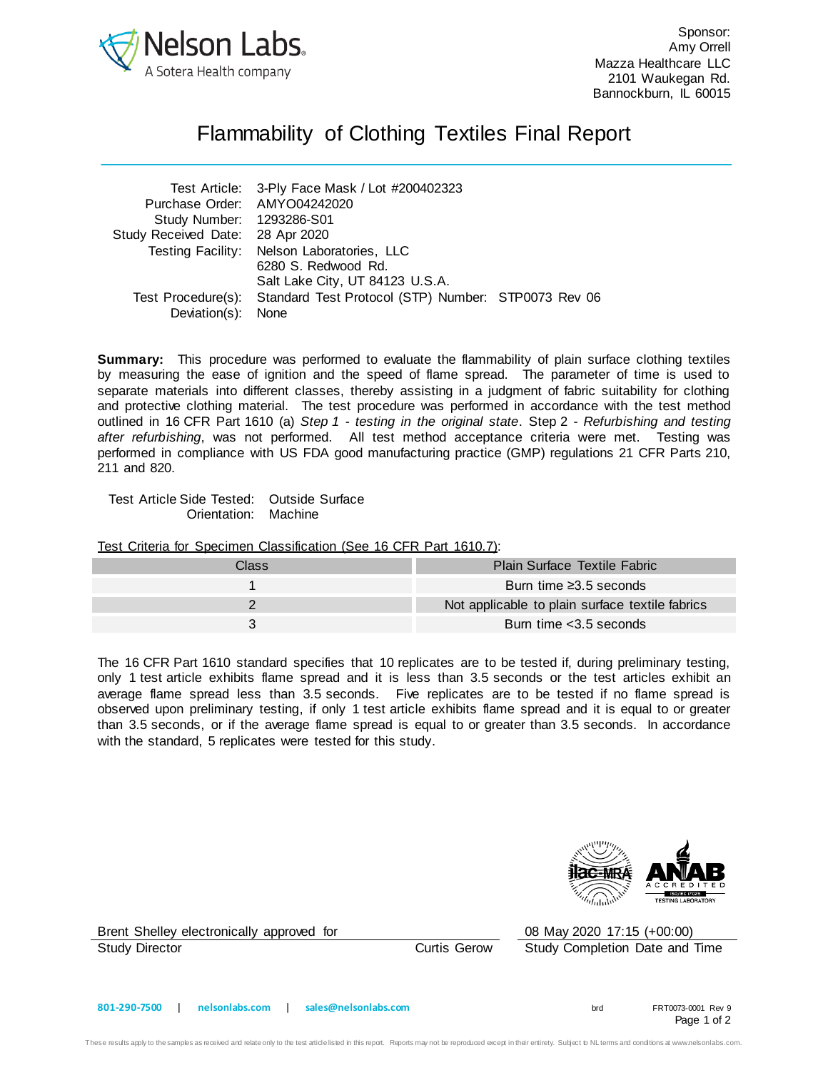Nelson Labs
A Sotera Health company

Sponsor:
Amy Orrell
Mazza Healthcare LLC
2101 Waukegan Rd.
Bannockburn, IL 60015

# Flammability of Clothing Textiles Final Report

| | |
|---|---|
| Test Article: | 3-Ply Face Mask / Lot #200402323 |
| Purchase Order: | AMYO04242020 |
| Study Number: | 1293286-S01 |
| Study Received Date: | 28 Apr 2020 |
| Testing Facility: | Nelson Laboratories, LLC<br>6280 S. Redwood Rd.<br>Salt Lake City, UT 84123 U.S.A. |
| Test Procedure(s): | Standard Test Protocol (STP) Number: STP0073 Rev 06 |
| Deviation(s): | None |

**Summary:** This procedure was performed to evaluate the flammability of plain surface clothing textiles by measuring the ease of ignition and the speed of flame spread. The parameter of time is used to separate materials into different classes, thereby assisting in a judgment of fabric suitability for clothing and protective clothing material. The test procedure was performed in accordance with the test method outlined in 16 CFR Part 1610 (a) *Step 1 - testing in the original state*. Step 2 - *Refurbishing and testing after refurbishing*, was not performed. All test method acceptance criteria were met. Testing was performed in compliance with US FDA good manufacturing practice (GMP) regulations 21 CFR Parts 210, 211 and 820.

Test Article Side Tested: Outside Surface
Orientation: Machine

Test Criteria for Specimen Classification (See 16 CFR Part 1610.7):

| Class | Plain Surface Textile Fabric |
|---|---|
| 1 | Burn time ≥3.5 seconds |
| 2 | Not applicable to plain surface textile fabrics |
| 3 | Burn time <3.5 seconds |

The 16 CFR Part 1610 standard specifies that 10 replicates are to be tested if, during preliminary testing, only 1 test article exhibits flame spread and it is less than 3.5 seconds or the test articles exhibit an average flame spread less than 3.5 seconds. Five replicates are to be tested if no flame spread is observed upon preliminary testing, if only 1 test article exhibits flame spread and it is equal to or greater than 3.5 seconds, or if the average flame spread is equal to or greater than 3.5 seconds. In accordance with the standard, 5 replicates were tested for this study.

Brent Shelley electronically approved for
Study Director Curtis Gerow

08 May 2020 17:15 (+00:00)
Study Completion Date and Time

801-290-7500 | nelsonlabs.com | sales@nelsonlabs.com

brd FRT0073-0001 Rev 9

These results apply to the samples as received and relate only to the test article listed in this report. Reports may not be reproduced except in their entirety. Subject to NL terms and conditions at www.nelsonlabs.com.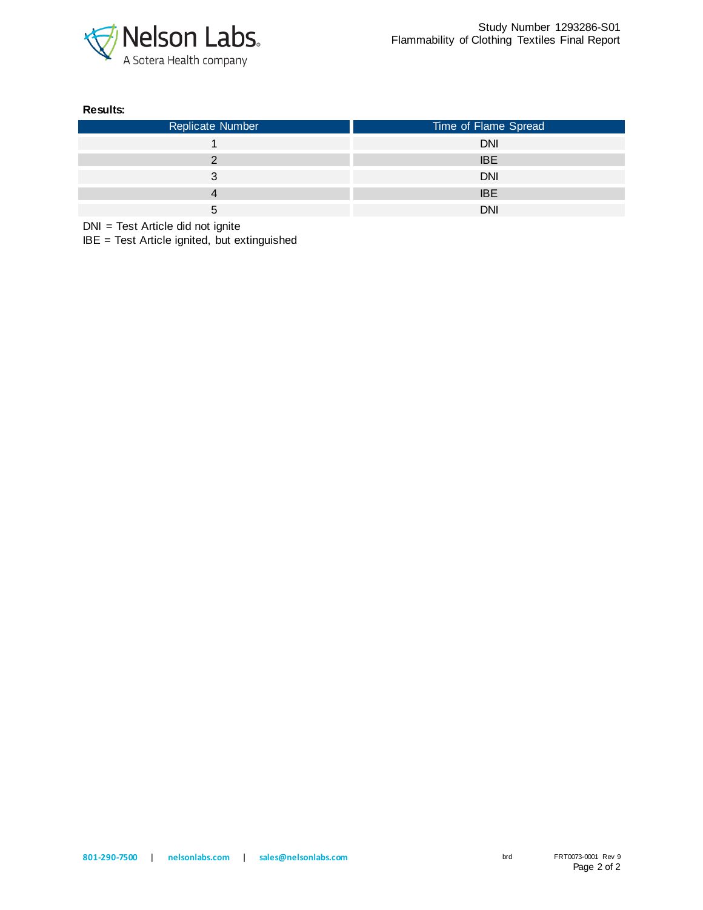**Results:**

| Replicate Number | Time of Flame Spread |
|---|---|
| 1 | DNI |
| 2 | IBE |
| 3 | DNI |
| 4 | IBE |
| 5 | DNI |

DNI = Test Article did not ignite

IBE = Test Article ignited, but extinguished